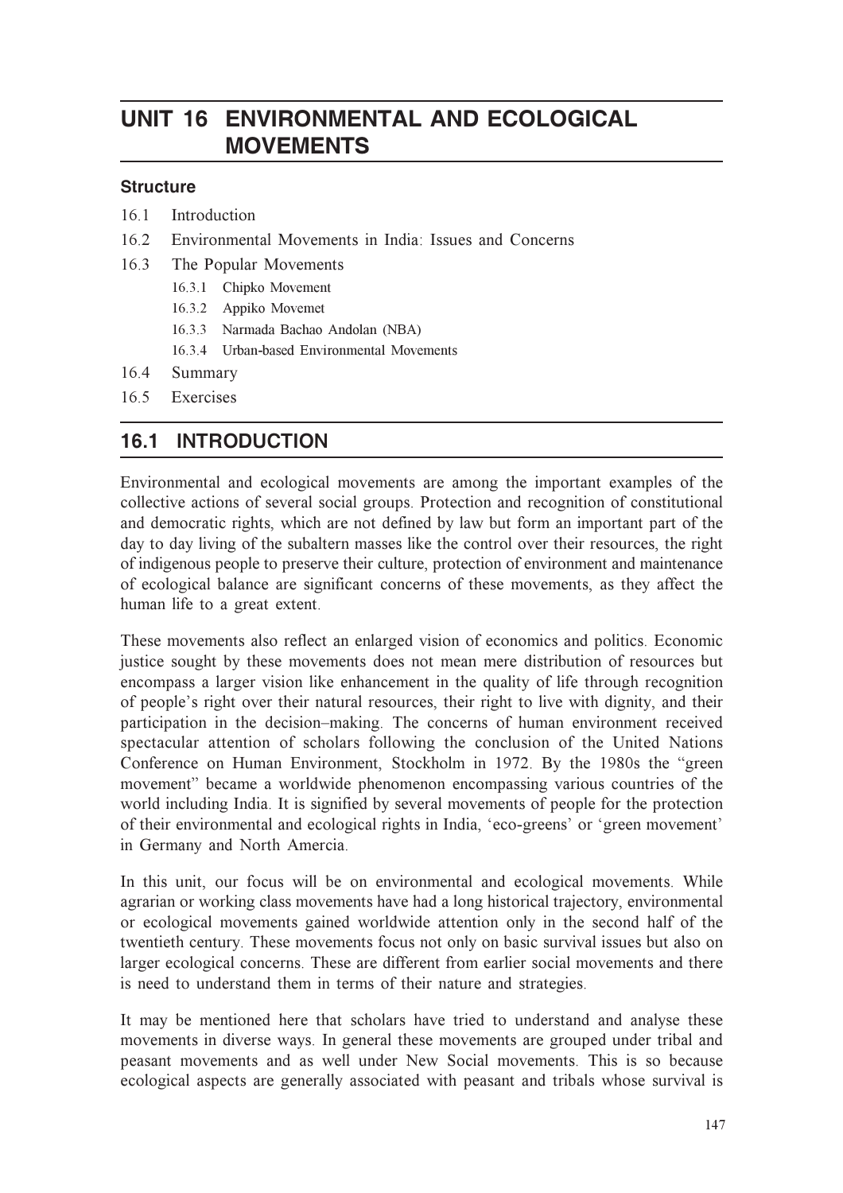# UNIT 16 ENVIRONMENTAL AND ECOLOGICAL MOVEMENTS

### Structure

- 16.1 Introduction
- 16.2 Environmental Movements in India: Issues and Concerns
- 16.3 The Popular Movements
  - 16.3.1 Chipko Movement
  - 16.3.2 Appiko Movemet
  - 16.3.3 Narmada Bachao Andolan (NBA)
  - 16.3.4 Urban-based Environmental Movements
- 16.4 Summary
- 16.5 Exercises

## 16.1 INTRODUCTION

Environmental and ecological movements are among the important examples of the collective actions of several social groups. Protection and recognition of constitutional and democratic rights, which are not defined by law but form an important part of the day to day living of the subaltern masses like the control over their resources, the right of indigenous people to preserve their culture, protection of environment and maintenance of ecological balance are significant concerns of these movements, as they affect the human life to a great extent.

These movements also reflect an enlarged vision of economics and politics. Economic justice sought by these movements does not mean mere distribution of resources but encompass a larger vision like enhancement in the quality of life through recognition of people's right over their natural resources, their right to live with dignity, and their participation in the decision–making. The concerns of human environment received spectacular attention of scholars following the conclusion of the United Nations Conference on Human Environment, Stockholm in 1972. By the 1980s the "green movement" became a worldwide phenomenon encompassing various countries of the world including India. It is signified by several movements of people for the protection of their environmental and ecological rights in India, 'eco-greens' or 'green movement' in Germany and North Amercia.

In this unit, our focus will be on environmental and ecological movements. While agrarian or working class movements have had a long historical trajectory, environmental or ecological movements gained worldwide attention only in the second half of the twentieth century. These movements focus not only on basic survival issues but also on larger ecological concerns. These are different from earlier social movements and there is need to understand them in terms of their nature and strategies.

It may be mentioned here that scholars have tried to understand and analyse these movements in diverse ways. In general these movements are grouped under tribal and peasant movements and as well under New Social movements. This is so because ecological aspects are generally associated with peasant and tribals whose survival is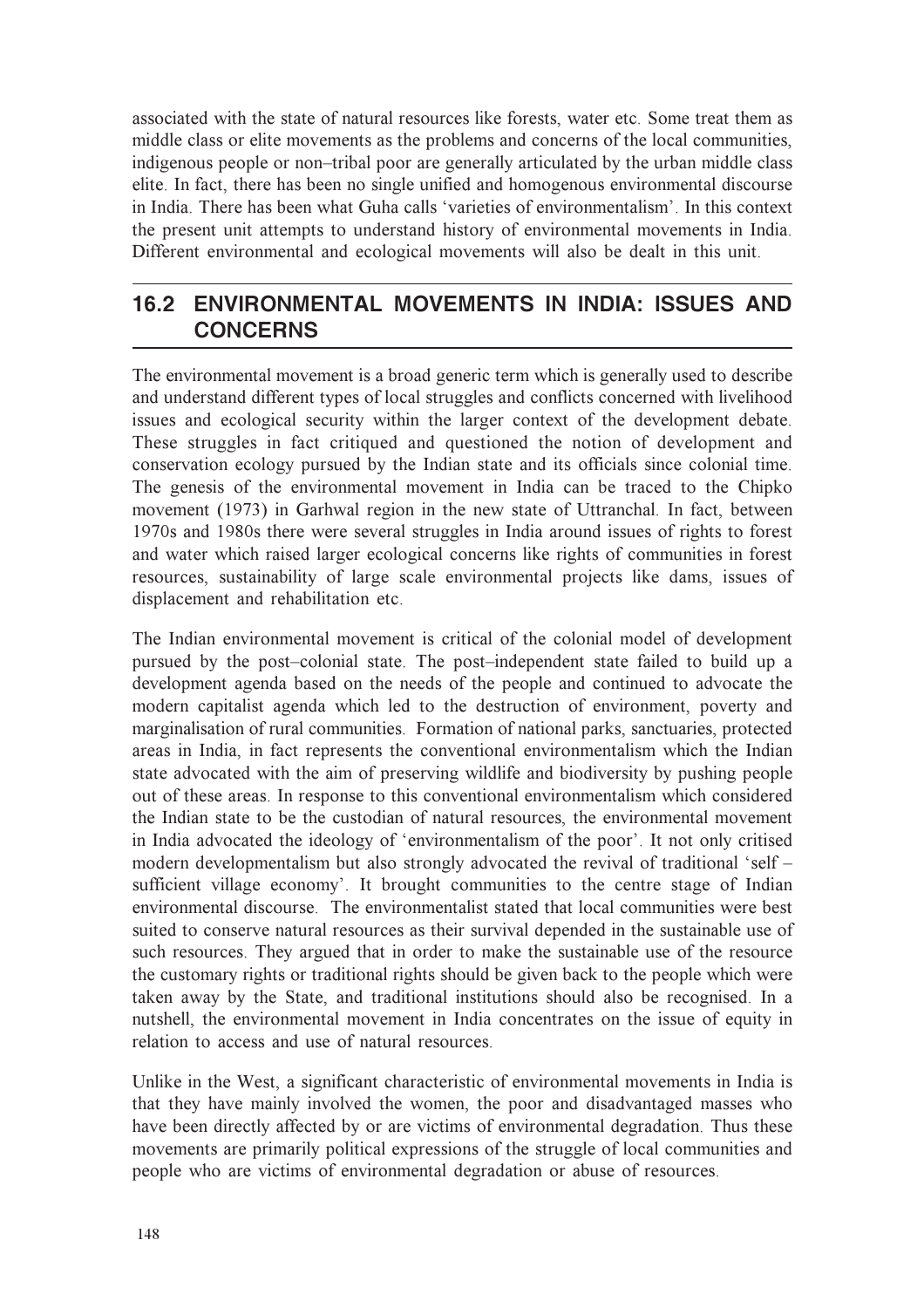associated with the state of natural resources like forests, water etc. Some treat them as middle class or elite movements as the problems and concerns of the local communities, indigenous people or non–tribal poor are generally articulated by the urban middle class elite. In fact, there has been no single unified and homogenous environmental discourse in India. There has been what Guha calls 'varieties of environmentalism'. In this context the present unit attempts to understand history of environmental movements in India. Different environmental and ecological movements will also be dealt in this unit.

## 16.2 ENVIRONMENTAL MOVEMENTS IN INDIA: ISSUES AND CONCERNS

The environmental movement is a broad generic term which is generally used to describe and understand different types of local struggles and conflicts concerned with livelihood issues and ecological security within the larger context of the development debate. These struggles in fact critiqued and questioned the notion of development and conservation ecology pursued by the Indian state and its officials since colonial time. The genesis of the environmental movement in India can be traced to the Chipko movement (1973) in Garhwal region in the new state of Uttranchal. In fact, between 1970s and 1980s there were several struggles in India around issues of rights to forest and water which raised larger ecological concerns like rights of communities in forest resources, sustainability of large scale environmental projects like dams, issues of displacement and rehabilitation etc.

The Indian environmental movement is critical of the colonial model of development pursued by the post–colonial state. The post–independent state failed to build up a development agenda based on the needs of the people and continued to advocate the modern capitalist agenda which led to the destruction of environment, poverty and marginalisation of rural communities. Formation of national parks, sanctuaries, protected areas in India, in fact represents the conventional environmentalism which the Indian state advocated with the aim of preserving wildlife and biodiversity by pushing people out of these areas. In response to this conventional environmentalism which considered the Indian state to be the custodian of natural resources, the environmental movement in India advocated the ideology of 'environmentalism of the poor'. It not only critised modern developmentalism but also strongly advocated the revival of traditional 'self – sufficient village economy'. It brought communities to the centre stage of Indian environmental discourse. The environmentalist stated that local communities were best suited to conserve natural resources as their survival depended in the sustainable use of such resources. They argued that in order to make the sustainable use of the resource the customary rights or traditional rights should be given back to the people which were taken away by the State, and traditional institutions should also be recognised. In a nutshell, the environmental movement in India concentrates on the issue of equity in relation to access and use of natural resources.

Unlike in the West, a significant characteristic of environmental movements in India is that they have mainly involved the women, the poor and disadvantaged masses who have been directly affected by or are victims of environmental degradation. Thus these movements are primarily political expressions of the struggle of local communities and people who are victims of environmental degradation or abuse of resources.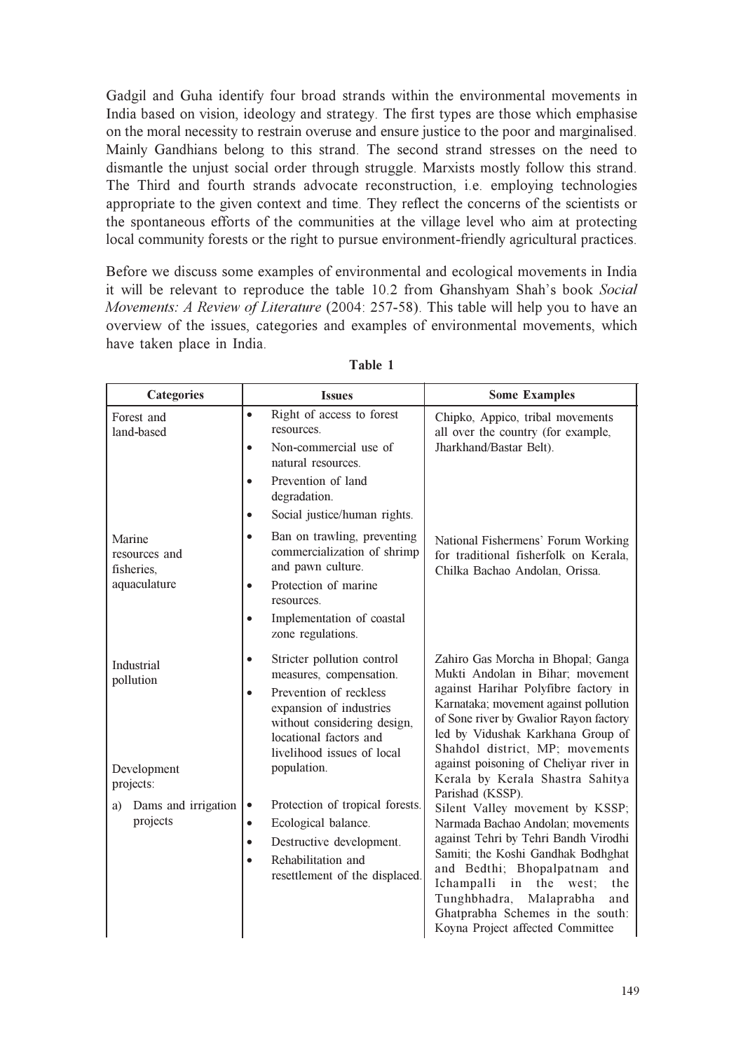Gadgil and Guha identify four broad strands within the environmental movements in India based on vision, ideology and strategy. The first types are those which emphasise on the moral necessity to restrain overuse and ensure justice to the poor and marginalised. Mainly Gandhians belong to this strand. The second strand stresses on the need to dismantle the unjust social order through struggle. Marxists mostly follow this strand. The Third and fourth strands advocate reconstruction, i.e. employing technologies appropriate to the given context and time. They reflect the concerns of the scientists or the spontaneous efforts of the communities at the village level who aim at protecting local community forests or the right to pursue environment-friendly agricultural practices.

Before we discuss some examples of environmental and ecological movements in India it will be relevant to reproduce the table 10.2 from Ghanshyam Shah's book *Social Movements: A Review of Literature* (2004: 257-58). This table will help you to have an overview of the issues, categories and examples of environmental movements, which have taken place in India.

**Table 1**

| Categories | Issues | Some Examples |
|---|---|---|
| Forest and land-based | • Right of access to forest resources.<br>• Non-commercial use of natural resources.<br>• Prevention of land degradation.<br>• Social justice/human rights. | Chipko, Appico, tribal movements all over the country (for example, Jharkhand/Bastar Belt). |
| Marine resources and fisheries, aquaculture | • Ban on trawling, preventing commercialization of shrimp and pawn culture.<br>• Protection of marine resources.<br>• Implementation of coastal zone regulations. | National Fishermens' Forum Working for traditional fisherfolk on Kerala, Chilka Bachao Andolan, Orissa. |
| Industrial pollution | • Stricter pollution control measures, compensation.<br>• Prevention of reckless expansion of industries without considering design, locational factors and livelihood issues of local population. | Zahiro Gas Morcha in Bhopal; Ganga Mukti Andolan in Bihar; movement against Harihar Polyfibre factory in Karnataka; movement against pollution of Sone river by Gwalior Rayon factory led by Vidushak Karkhana Group of Shahdol district, MP; movements against poisoning of Cheliyar river in Kerala by Kerala Shastra Sahitya Parishad (KSSP). |
| Development projects:<br>a) Dams and irrigation projects | • Protection of tropical forests.<br>• Ecological balance.<br>• Destructive development.<br>• Rehabilitation and resettlement of the displaced. | Silent Valley movement by KSSP; Narmada Bachao Andolan; movements against Tehri by Tehri Bandh Virodhi Samiti; the Koshi Gandhak Bodhghat and Bedthi; Bhopalpatnam and Ichampalli in the west; the Tunghbhadra, Malaprabha and Ghatprabha Schemes in the south: Koyna Project affected Committee |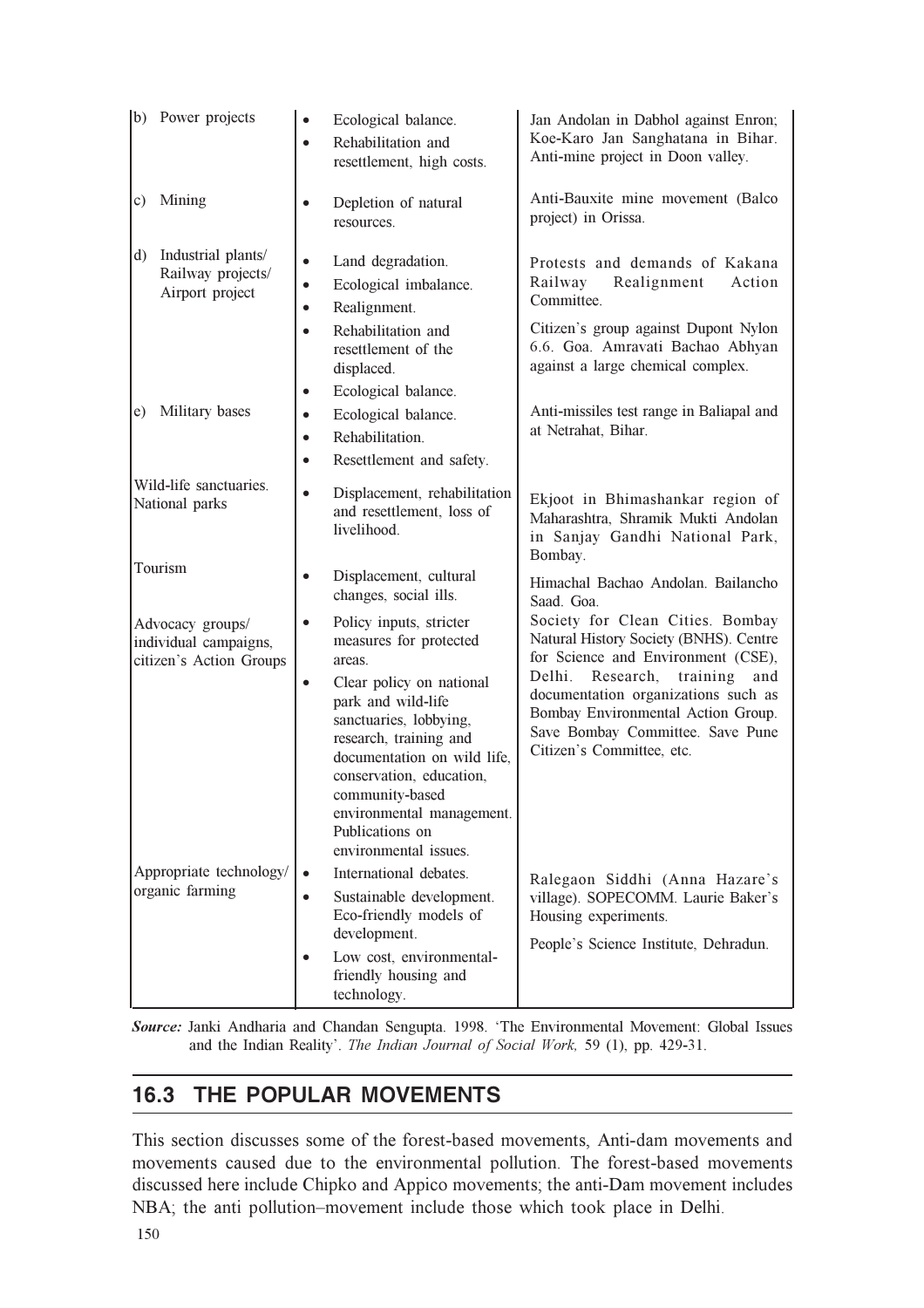| | | |
|---|---|---|
| b) Power projects | • Ecological balance.<br>• Rehabilitation and resettlement, high costs. | Jan Andolan in Dabhol against Enron; Koe-Karo Jan Sanghatana in Bihar. Anti-mine project in Doon valley. |
| c) Mining | • Depletion of natural resources. | Anti-Bauxite mine movement (Balco project) in Orissa. |
| d) Industrial plants/ Railway projects/ Airport project | • Land degradation.<br>• Ecological imbalance.<br>• Realignment.<br>• Rehabilitation and resettlement of the displaced.<br>• Ecological balance. | Protests and demands of Kakana Railway Realignment Action Committee.<br>Citizen's group against Dupont Nylon 6.6. Goa. Amravati Bachao Abhyan against a large chemical complex. |
| e) Military bases | • Ecological balance.<br>• Rehabilitation.<br>• Resettlement and safety. | Anti-missiles test range in Baliapal and at Netrahat, Bihar. |
| Wild-life sanctuaries. National parks | • Displacement, rehabilitation and resettlement, loss of livelihood. | Ekjoot in Bhimashankar region of Maharashtra, Shramik Mukti Andolan in Sanjay Gandhi National Park, Bombay. |
| Tourism | • Displacement, cultural changes, social ills. | Himachal Bachao Andolan. Bailancho Saad. Goa. |
| Advocacy groups/ individual campaigns, citizen's Action Groups | • Policy inputs, stricter measures for protected areas.<br>• Clear policy on national park and wild-life sanctuaries, lobbying, research, training and documentation on wild life, conservation, education, community-based environmental management. Publications on environmental issues. | Society for Clean Cities. Bombay Natural History Society (BNHS). Centre for Science and Environment (CSE), Delhi. Research, training and documentation organizations such as Bombay Environmental Action Group. Save Bombay Committee. Save Pune Citizen's Committee, etc. |
| Appropriate technology/ organic farming | • International debates.<br>• Sustainable development. Eco-friendly models of development.<br>• Low cost, environmental-friendly housing and technology. | Ralegaon Siddhi (Anna Hazare's village). SOPECOMM. Laurie Baker's Housing experiments.<br>People's Science Institute, Dehradun. |

***Source:*** Janki Andharia and Chandan Sengupta. 1998. 'The Environmental Movement: Global Issues and the Indian Reality'. *The Indian Journal of Social Work,* 59 (1), pp. 429-31.

## 16.3 THE POPULAR MOVEMENTS

This section discusses some of the forest-based movements, Anti-dam movements and movements caused due to the environmental pollution. The forest-based movements discussed here include Chipko and Appico movements; the anti-Dam movement includes NBA; the anti pollution–movement include those which took place in Delhi.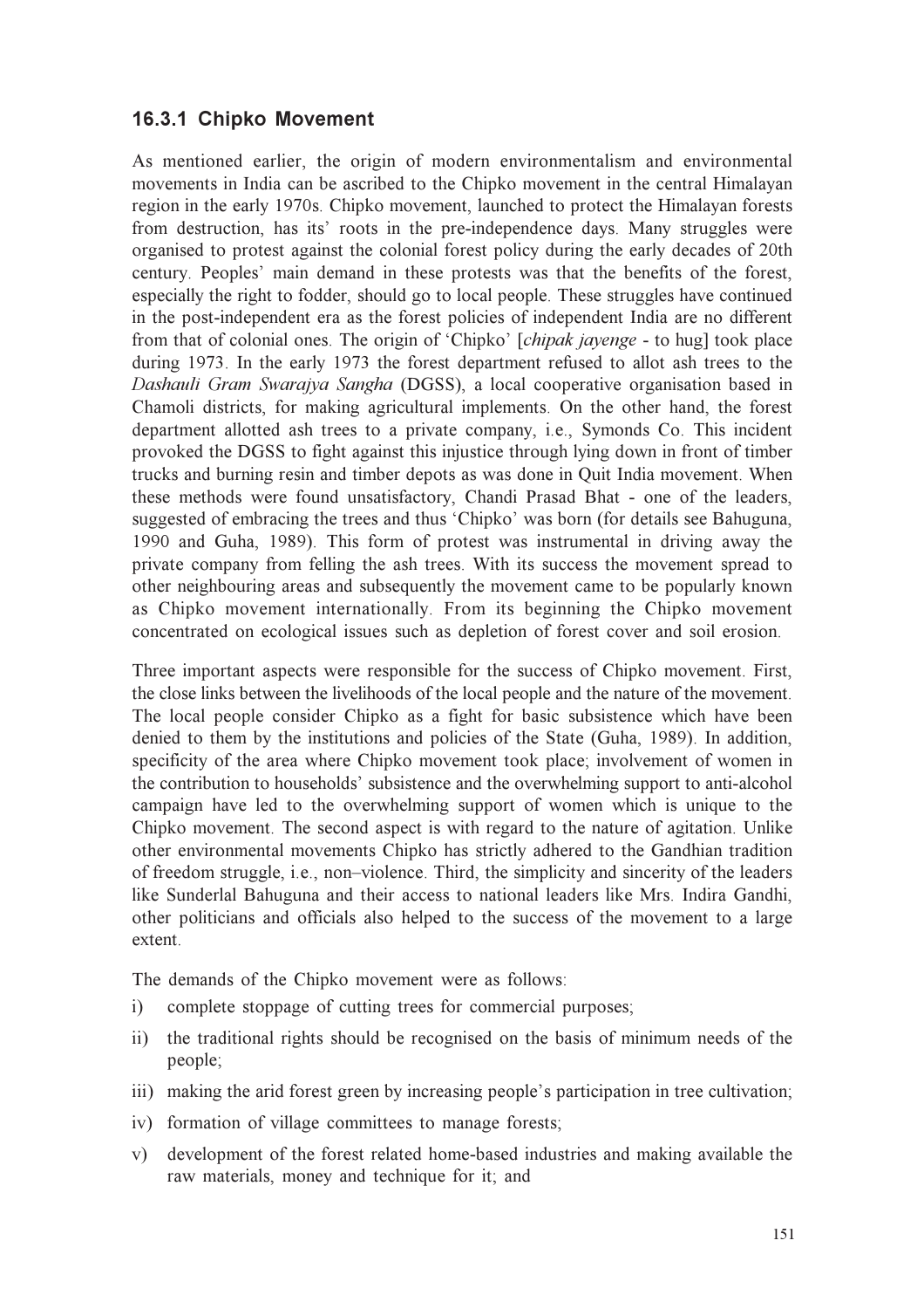### 16.3.1 Chipko Movement

As mentioned earlier, the origin of modern environmentalism and environmental movements in India can be ascribed to the Chipko movement in the central Himalayan region in the early 1970s. Chipko movement, launched to protect the Himalayan forests from destruction, has its' roots in the pre-independence days. Many struggles were organised to protest against the colonial forest policy during the early decades of 20th century. Peoples' main demand in these protests was that the benefits of the forest, especially the right to fodder, should go to local people. These struggles have continued in the post-independent era as the forest policies of independent India are no different from that of colonial ones. The origin of 'Chipko' [*chipak jayenge* - to hug] took place during 1973. In the early 1973 the forest department refused to allot ash trees to the *Dashauli Gram Swarajya Sangha* (DGSS), a local cooperative organisation based in Chamoli districts, for making agricultural implements. On the other hand, the forest department allotted ash trees to a private company, i.e., Symonds Co. This incident provoked the DGSS to fight against this injustice through lying down in front of timber trucks and burning resin and timber depots as was done in Quit India movement. When these methods were found unsatisfactory, Chandi Prasad Bhat - one of the leaders, suggested of embracing the trees and thus 'Chipko' was born (for details see Bahuguna, 1990 and Guha, 1989). This form of protest was instrumental in driving away the private company from felling the ash trees. With its success the movement spread to other neighbouring areas and subsequently the movement came to be popularly known as Chipko movement internationally. From its beginning the Chipko movement concentrated on ecological issues such as depletion of forest cover and soil erosion.

Three important aspects were responsible for the success of Chipko movement. First, the close links between the livelihoods of the local people and the nature of the movement. The local people consider Chipko as a fight for basic subsistence which have been denied to them by the institutions and policies of the State (Guha, 1989). In addition, specificity of the area where Chipko movement took place; involvement of women in the contribution to households' subsistence and the overwhelming support to anti-alcohol campaign have led to the overwhelming support of women which is unique to the Chipko movement. The second aspect is with regard to the nature of agitation. Unlike other environmental movements Chipko has strictly adhered to the Gandhian tradition of freedom struggle, i.e., non–violence. Third, the simplicity and sincerity of the leaders like Sunderlal Bahuguna and their access to national leaders like Mrs. Indira Gandhi, other politicians and officials also helped to the success of the movement to a large extent.

The demands of the Chipko movement were as follows:

i) complete stoppage of cutting trees for commercial purposes;

ii) the traditional rights should be recognised on the basis of minimum needs of the people;

iii) making the arid forest green by increasing people's participation in tree cultivation;

iv) formation of village committees to manage forests;

v) development of the forest related home-based industries and making available the raw materials, money and technique for it; and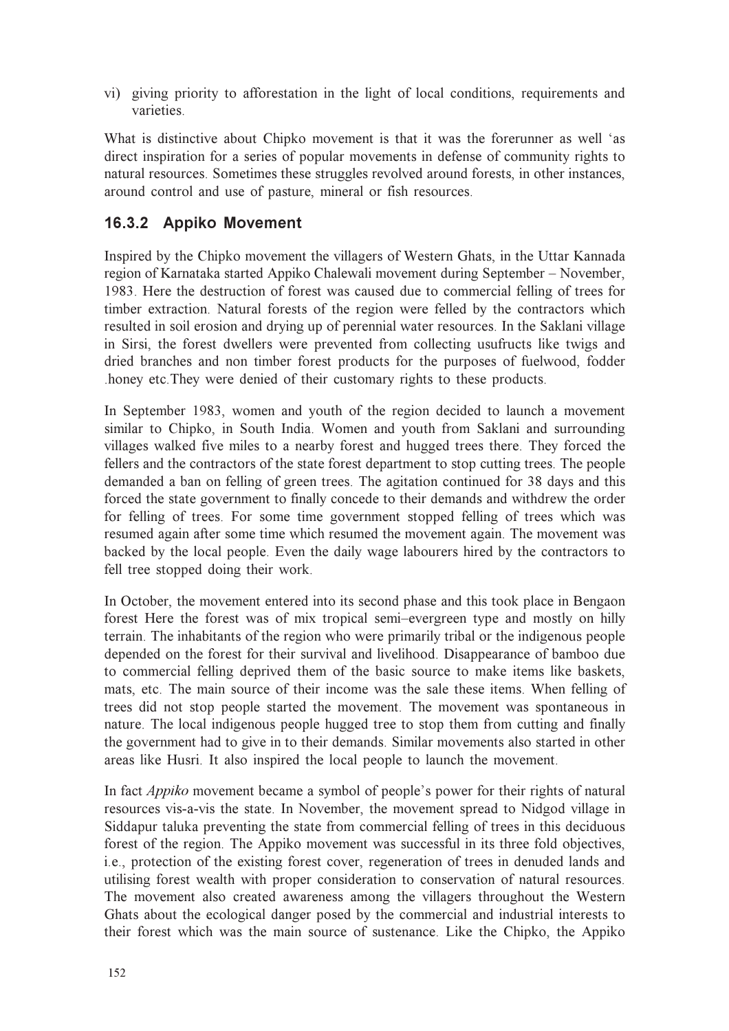vi) giving priority to afforestation in the light of local conditions, requirements and varieties.

What is distinctive about Chipko movement is that it was the forerunner as well 'as direct inspiration for a series of popular movements in defense of community rights to natural resources. Sometimes these struggles revolved around forests, in other instances, around control and use of pasture, mineral or fish resources.

### 16.3.2 Appiko Movement

Inspired by the Chipko movement the villagers of Western Ghats, in the Uttar Kannada region of Karnataka started Appiko Chalewali movement during September – November, 1983. Here the destruction of forest was caused due to commercial felling of trees for timber extraction. Natural forests of the region were felled by the contractors which resulted in soil erosion and drying up of perennial water resources. In the Saklani village in Sirsi, the forest dwellers were prevented from collecting usufructs like twigs and dried branches and non timber forest products for the purposes of fuelwood, fodder .honey etc.They were denied of their customary rights to these products.

In September 1983, women and youth of the region decided to launch a movement similar to Chipko, in South India. Women and youth from Saklani and surrounding villages walked five miles to a nearby forest and hugged trees there. They forced the fellers and the contractors of the state forest department to stop cutting trees. The people demanded a ban on felling of green trees. The agitation continued for 38 days and this forced the state government to finally concede to their demands and withdrew the order for felling of trees. For some time government stopped felling of trees which was resumed again after some time which resumed the movement again. The movement was backed by the local people. Even the daily wage labourers hired by the contractors to fell tree stopped doing their work.

In October, the movement entered into its second phase and this took place in Bengaon forest Here the forest was of mix tropical semi–evergreen type and mostly on hilly terrain. The inhabitants of the region who were primarily tribal or the indigenous people depended on the forest for their survival and livelihood. Disappearance of bamboo due to commercial felling deprived them of the basic source to make items like baskets, mats, etc. The main source of their income was the sale these items. When felling of trees did not stop people started the movement. The movement was spontaneous in nature. The local indigenous people hugged tree to stop them from cutting and finally the government had to give in to their demands. Similar movements also started in other areas like Husri. It also inspired the local people to launch the movement.

In fact *Appiko* movement became a symbol of people's power for their rights of natural resources vis-a-vis the state. In November, the movement spread to Nidgod village in Siddapur taluka preventing the state from commercial felling of trees in this deciduous forest of the region. The Appiko movement was successful in its three fold objectives, i.e., protection of the existing forest cover, regeneration of trees in denuded lands and utilising forest wealth with proper consideration to conservation of natural resources. The movement also created awareness among the villagers throughout the Western Ghats about the ecological danger posed by the commercial and industrial interests to their forest which was the main source of sustenance. Like the Chipko, the Appiko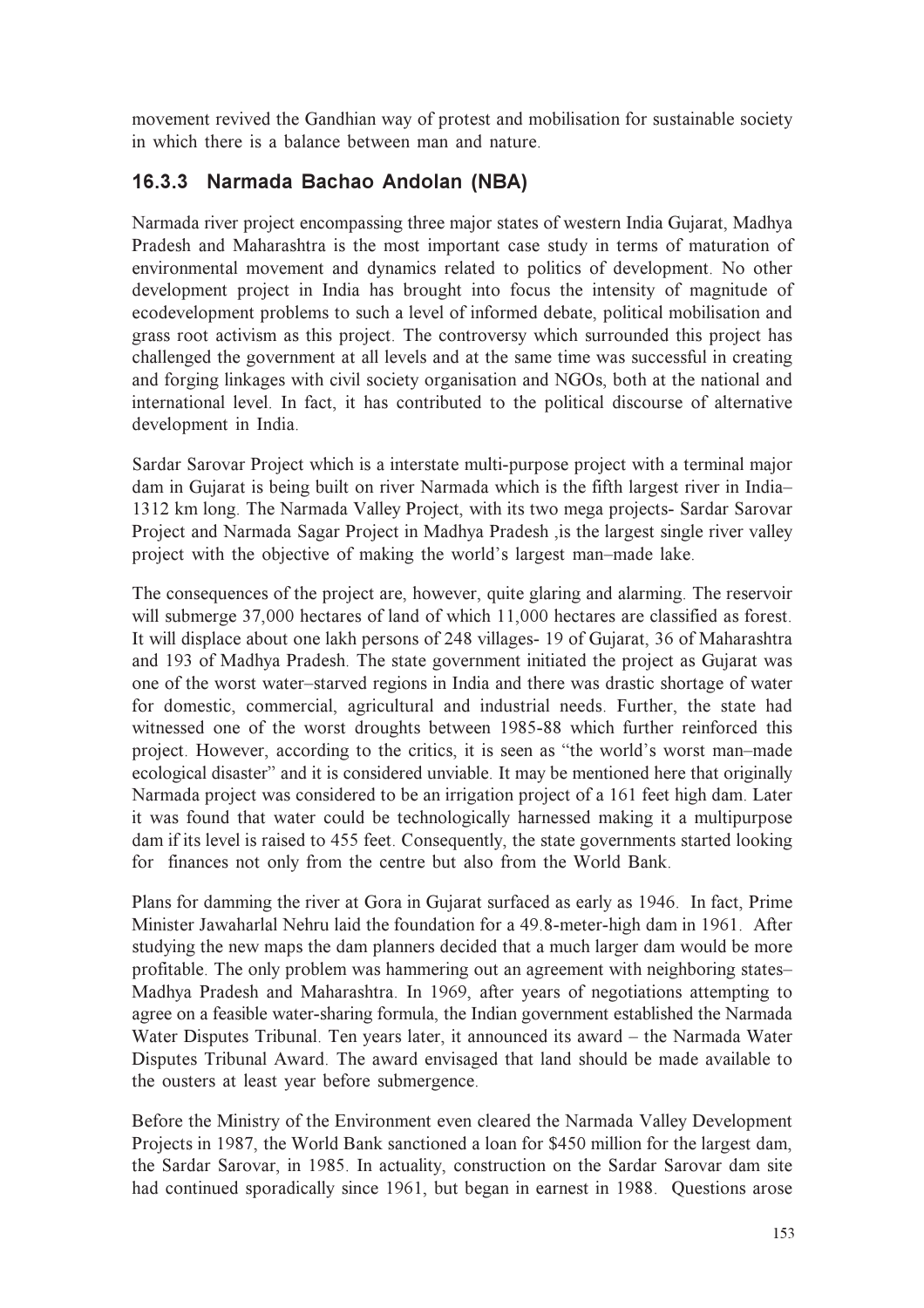movement revived the Gandhian way of protest and mobilisation for sustainable society in which there is a balance between man and nature.

### 16.3.3 Narmada Bachao Andolan (NBA)

Narmada river project encompassing three major states of western India Gujarat, Madhya Pradesh and Maharashtra is the most important case study in terms of maturation of environmental movement and dynamics related to politics of development. No other development project in India has brought into focus the intensity of magnitude of ecodevelopment problems to such a level of informed debate, political mobilisation and grass root activism as this project. The controversy which surrounded this project has challenged the government at all levels and at the same time was successful in creating and forging linkages with civil society organisation and NGOs, both at the national and international level. In fact, it has contributed to the political discourse of alternative development in India.

Sardar Sarovar Project which is a interstate multi-purpose project with a terminal major dam in Gujarat is being built on river Narmada which is the fifth largest river in India– 1312 km long. The Narmada Valley Project, with its two mega projects- Sardar Sarovar Project and Narmada Sagar Project in Madhya Pradesh ,is the largest single river valley project with the objective of making the world's largest man–made lake.

The consequences of the project are, however, quite glaring and alarming. The reservoir will submerge 37,000 hectares of land of which 11,000 hectares are classified as forest. It will displace about one lakh persons of 248 villages- 19 of Gujarat, 36 of Maharashtra and 193 of Madhya Pradesh. The state government initiated the project as Gujarat was one of the worst water–starved regions in India and there was drastic shortage of water for domestic, commercial, agricultural and industrial needs. Further, the state had witnessed one of the worst droughts between 1985-88 which further reinforced this project. However, according to the critics, it is seen as "the world's worst man–made ecological disaster" and it is considered unviable. It may be mentioned here that originally Narmada project was considered to be an irrigation project of a 161 feet high dam. Later it was found that water could be technologically harnessed making it a multipurpose dam if its level is raised to 455 feet. Consequently, the state governments started looking for finances not only from the centre but also from the World Bank.

Plans for damming the river at Gora in Gujarat surfaced as early as 1946. In fact, Prime Minister Jawaharlal Nehru laid the foundation for a 49.8-meter-high dam in 1961. After studying the new maps the dam planners decided that a much larger dam would be more profitable. The only problem was hammering out an agreement with neighboring states– Madhya Pradesh and Maharashtra. In 1969, after years of negotiations attempting to agree on a feasible water-sharing formula, the Indian government established the Narmada Water Disputes Tribunal. Ten years later, it announced its award – the Narmada Water Disputes Tribunal Award. The award envisaged that land should be made available to the ousters at least year before submergence.

Before the Ministry of the Environment even cleared the Narmada Valley Development Projects in 1987, the World Bank sanctioned a loan for $450 million for the largest dam, the Sardar Sarovar, in 1985. In actuality, construction on the Sardar Sarovar dam site had continued sporadically since 1961, but began in earnest in 1988. Questions arose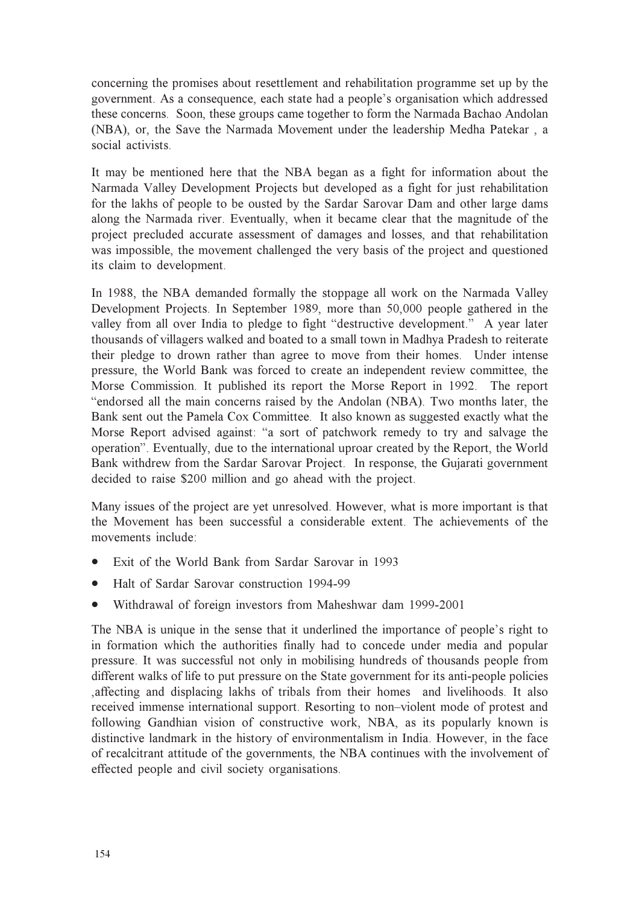concerning the promises about resettlement and rehabilitation programme set up by the government. As a consequence, each state had a people's organisation which addressed these concerns. Soon, these groups came together to form the Narmada Bachao Andolan (NBA), or, the Save the Narmada Movement under the leadership Medha Patekar , a social activists.

It may be mentioned here that the NBA began as a fight for information about the Narmada Valley Development Projects but developed as a fight for just rehabilitation for the lakhs of people to be ousted by the Sardar Sarovar Dam and other large dams along the Narmada river. Eventually, when it became clear that the magnitude of the project precluded accurate assessment of damages and losses, and that rehabilitation was impossible, the movement challenged the very basis of the project and questioned its claim to development.

In 1988, the NBA demanded formally the stoppage all work on the Narmada Valley Development Projects. In September 1989, more than 50,000 people gathered in the valley from all over India to pledge to fight "destructive development." A year later thousands of villagers walked and boated to a small town in Madhya Pradesh to reiterate their pledge to drown rather than agree to move from their homes. Under intense pressure, the World Bank was forced to create an independent review committee, the Morse Commission. It published its report the Morse Report in 1992. The report "endorsed all the main concerns raised by the Andolan (NBA). Two months later, the Bank sent out the Pamela Cox Committee. It also known as suggested exactly what the Morse Report advised against: "a sort of patchwork remedy to try and salvage the operation". Eventually, due to the international uproar created by the Report, the World Bank withdrew from the Sardar Sarovar Project. In response, the Gujarati government decided to raise $200 million and go ahead with the project.

Many issues of the project are yet unresolved. However, what is more important is that the Movement has been successful a considerable extent. The achievements of the movements include:

- Exit of the World Bank from Sardar Sarovar in 1993
- Halt of Sardar Sarovar construction 1994-99
- Withdrawal of foreign investors from Maheshwar dam 1999-2001

The NBA is unique in the sense that it underlined the importance of people's right to in formation which the authorities finally had to concede under media and popular pressure. It was successful not only in mobilising hundreds of thousands people from different walks of life to put pressure on the State government for its anti-people policies ,affecting and displacing lakhs of tribals from their homes and livelihoods. It also received immense international support. Resorting to non–violent mode of protest and following Gandhian vision of constructive work, NBA, as its popularly known is distinctive landmark in the history of environmentalism in India. However, in the face of recalcitrant attitude of the governments, the NBA continues with the involvement of effected people and civil society organisations.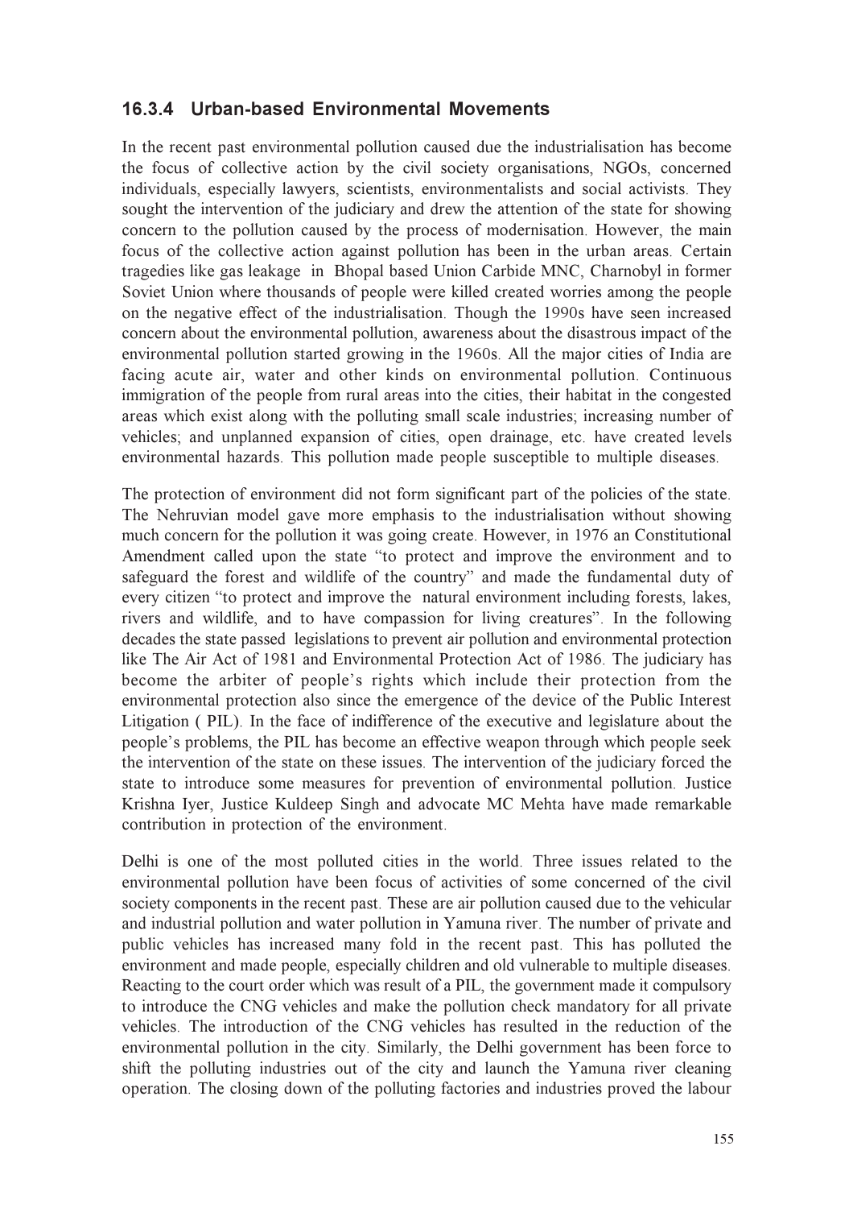### 16.3.4 Urban-based Environmental Movements

In the recent past environmental pollution caused due the industrialisation has become the focus of collective action by the civil society organisations, NGOs, concerned individuals, especially lawyers, scientists, environmentalists and social activists. They sought the intervention of the judiciary and drew the attention of the state for showing concern to the pollution caused by the process of modernisation. However, the main focus of the collective action against pollution has been in the urban areas. Certain tragedies like gas leakage in Bhopal based Union Carbide MNC, Charnobyl in former Soviet Union where thousands of people were killed created worries among the people on the negative effect of the industrialisation. Though the 1990s have seen increased concern about the environmental pollution, awareness about the disastrous impact of the environmental pollution started growing in the 1960s. All the major cities of India are facing acute air, water and other kinds on environmental pollution. Continuous immigration of the people from rural areas into the cities, their habitat in the congested areas which exist along with the polluting small scale industries; increasing number of vehicles; and unplanned expansion of cities, open drainage, etc. have created levels environmental hazards. This pollution made people susceptible to multiple diseases.

The protection of environment did not form significant part of the policies of the state. The Nehruvian model gave more emphasis to the industrialisation without showing much concern for the pollution it was going create. However, in 1976 an Constitutional Amendment called upon the state "to protect and improve the environment and to safeguard the forest and wildlife of the country" and made the fundamental duty of every citizen "to protect and improve the natural environment including forests, lakes, rivers and wildlife, and to have compassion for living creatures". In the following decades the state passed legislations to prevent air pollution and environmental protection like The Air Act of 1981 and Environmental Protection Act of 1986. The judiciary has become the arbiter of people's rights which include their protection from the environmental protection also since the emergence of the device of the Public Interest Litigation ( PIL). In the face of indifference of the executive and legislature about the people's problems, the PIL has become an effective weapon through which people seek the intervention of the state on these issues. The intervention of the judiciary forced the state to introduce some measures for prevention of environmental pollution. Justice Krishna Iyer, Justice Kuldeep Singh and advocate MC Mehta have made remarkable contribution in protection of the environment.

Delhi is one of the most polluted cities in the world. Three issues related to the environmental pollution have been focus of activities of some concerned of the civil society components in the recent past. These are air pollution caused due to the vehicular and industrial pollution and water pollution in Yamuna river. The number of private and public vehicles has increased many fold in the recent past. This has polluted the environment and made people, especially children and old vulnerable to multiple diseases. Reacting to the court order which was result of a PIL, the government made it compulsory to introduce the CNG vehicles and make the pollution check mandatory for all private vehicles. The introduction of the CNG vehicles has resulted in the reduction of the environmental pollution in the city. Similarly, the Delhi government has been force to shift the polluting industries out of the city and launch the Yamuna river cleaning operation. The closing down of the polluting factories and industries proved the labour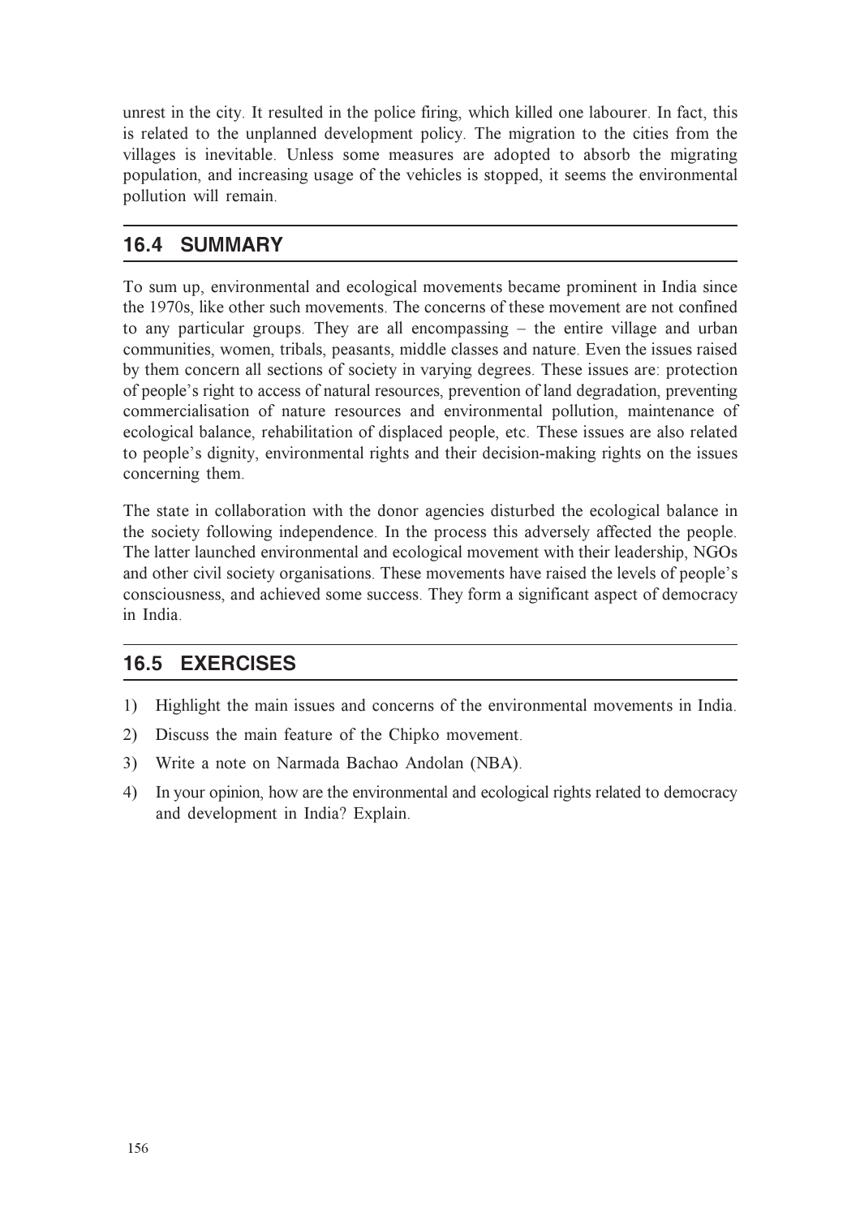unrest in the city. It resulted in the police firing, which killed one labourer. In fact, this is related to the unplanned development policy. The migration to the cities from the villages is inevitable. Unless some measures are adopted to absorb the migrating population, and increasing usage of the vehicles is stopped, it seems the environmental pollution will remain.

## 16.4 SUMMARY

To sum up, environmental and ecological movements became prominent in India since the 1970s, like other such movements. The concerns of these movement are not confined to any particular groups. They are all encompassing – the entire village and urban communities, women, tribals, peasants, middle classes and nature. Even the issues raised by them concern all sections of society in varying degrees. These issues are: protection of people's right to access of natural resources, prevention of land degradation, preventing commercialisation of nature resources and environmental pollution, maintenance of ecological balance, rehabilitation of displaced people, etc. These issues are also related to people's dignity, environmental rights and their decision-making rights on the issues concerning them.

The state in collaboration with the donor agencies disturbed the ecological balance in the society following independence. In the process this adversely affected the people. The latter launched environmental and ecological movement with their leadership, NGOs and other civil society organisations. These movements have raised the levels of people's consciousness, and achieved some success. They form a significant aspect of democracy in India.

## 16.5 EXERCISES

1) Highlight the main issues and concerns of the environmental movements in India.
2) Discuss the main feature of the Chipko movement.
3) Write a note on Narmada Bachao Andolan (NBA).
4) In your opinion, how are the environmental and ecological rights related to democracy and development in India? Explain.